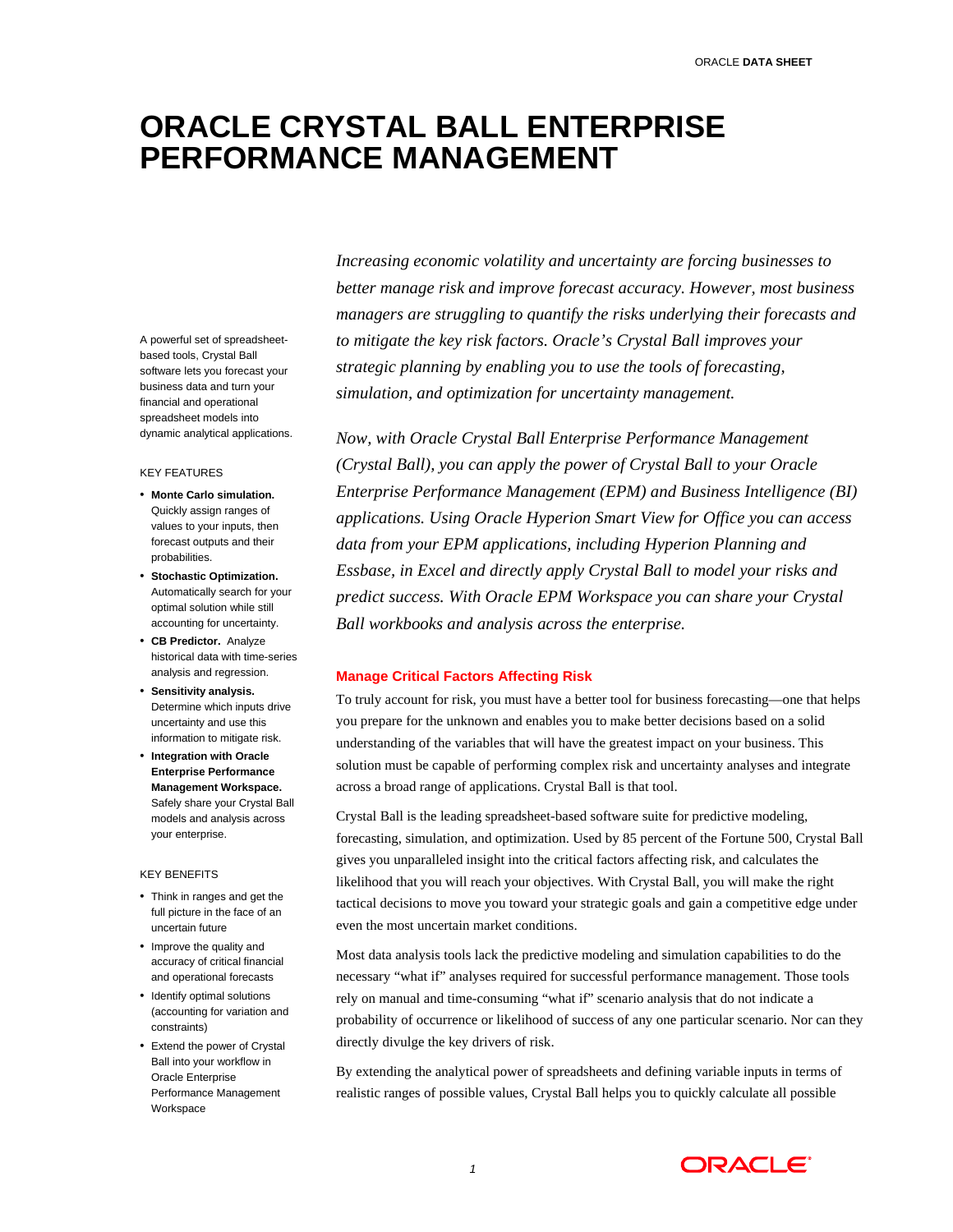# ORACLE CRYSTAL BALL ENTERPRISE PERFORMANCE MANAGEMENT

A powerful set of spreadsheet-based tools, Crystal Ball software lets you forecast your business data and turn your financial and operational spreadsheet models into dynamic analytical applications.

KEY FEATURES

- **Monte Carlo simulation.** Quickly assign ranges of values to your inputs, then forecast outputs and their probabilities.
- **Stochastic Optimization.** Automatically search for your optimal solution while still accounting for uncertainty.
- **CB Predictor.** Analyze historical data with time-series analysis and regression.
- **Sensitivity analysis.** Determine which inputs drive uncertainty and use this information to mitigate risk.
- **Integration with Oracle Enterprise Performance Management Workspace.** Safely share your Crystal Ball models and analysis across your enterprise.

KEY BENEFITS

- Think in ranges and get the full picture in the face of an uncertain future
- Improve the quality and accuracy of critical financial and operational forecasts
- Identify optimal solutions (accounting for variation and constraints)
- Extend the power of Crystal Ball into your workflow in Oracle Enterprise Performance Management Workspace

*Increasing economic volatility and uncertainty are forcing businesses to better manage risk and improve forecast accuracy. However, most business managers are struggling to quantify the risks underlying their forecasts and to mitigate the key risk factors. Oracle's Crystal Ball improves your strategic planning by enabling you to use the tools of forecasting, simulation, and optimization for uncertainty management.*

*Now, with Oracle Crystal Ball Enterprise Performance Management (Crystal Ball), you can apply the power of Crystal Ball to your Oracle Enterprise Performance Management (EPM) and Business Intelligence (BI) applications. Using Oracle Hyperion Smart View for Office you can access data from your EPM applications, including Hyperion Planning and Essbase, in Excel and directly apply Crystal Ball to model your risks and predict success. With Oracle EPM Workspace you can share your Crystal Ball workbooks and analysis across the enterprise.*

## Manage Critical Factors Affecting Risk

To truly account for risk, you must have a better tool for business forecasting—one that helps you prepare for the unknown and enables you to make better decisions based on a solid understanding of the variables that will have the greatest impact on your business. This solution must be capable of performing complex risk and uncertainty analyses and integrate across a broad range of applications. Crystal Ball is that tool.

Crystal Ball is the leading spreadsheet-based software suite for predictive modeling, forecasting, simulation, and optimization. Used by 85 percent of the Fortune 500, Crystal Ball gives you unparalleled insight into the critical factors affecting risk, and calculates the likelihood that you will reach your objectives. With Crystal Ball, you will make the right tactical decisions to move you toward your strategic goals and gain a competitive edge under even the most uncertain market conditions.

Most data analysis tools lack the predictive modeling and simulation capabilities to do the necessary "what if" analyses required for successful performance management. Those tools rely on manual and time-consuming "what if" scenario analysis that do not indicate a probability of occurrence or likelihood of success of any one particular scenario. Nor can they directly divulge the key drivers of risk.

By extending the analytical power of spreadsheets and defining variable inputs in terms of realistic ranges of possible values, Crystal Ball helps you to quickly calculate all possible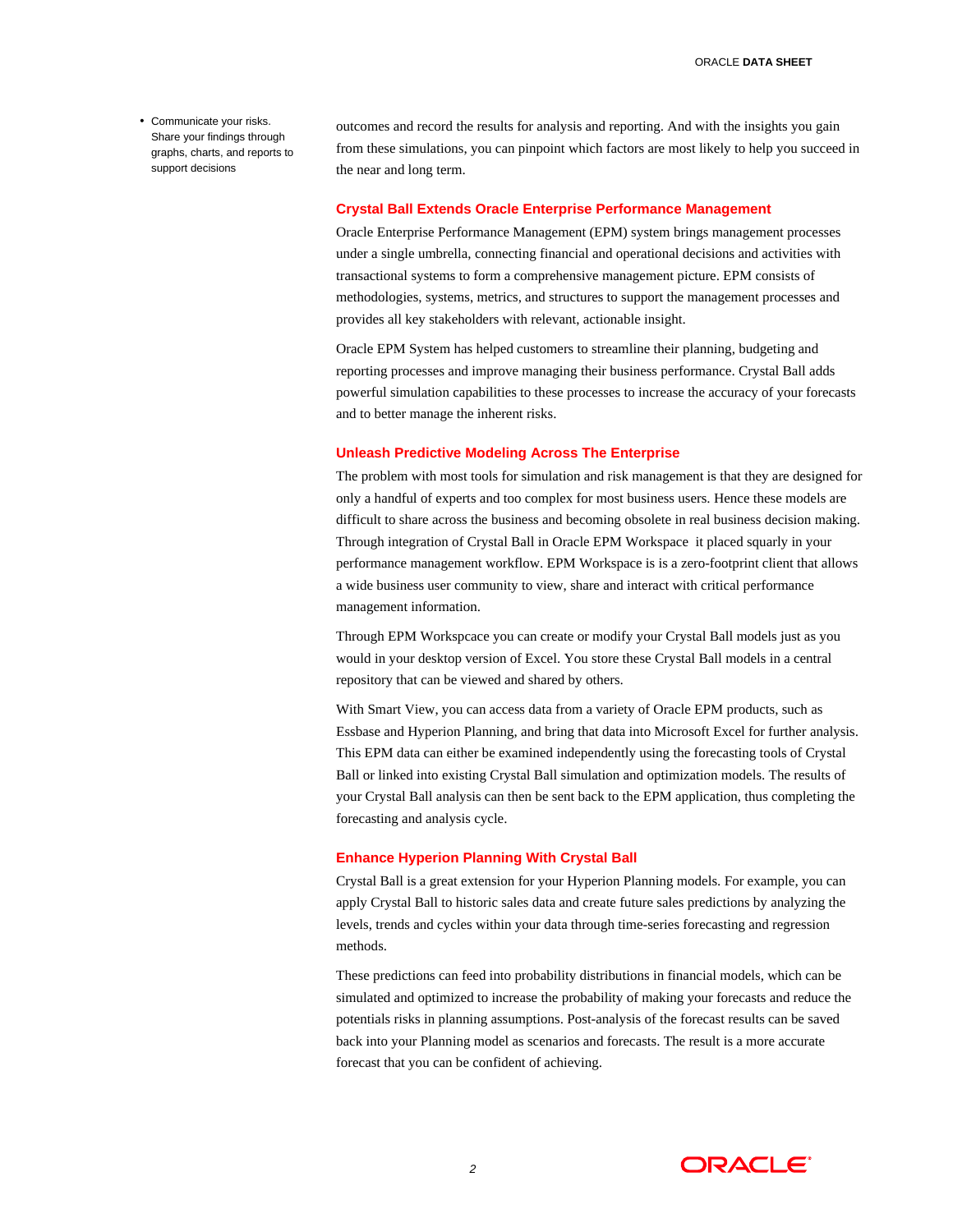- Communicate your risks. Share your findings through graphs, charts, and reports to support decisions

outcomes and record the results for analysis and reporting. And with the insights you gain from these simulations, you can pinpoint which factors are most likely to help you succeed in the near and long term.

## Crystal Ball Extends Oracle Enterprise Performance Management

Oracle Enterprise Performance Management (EPM) system brings management processes under a single umbrella, connecting financial and operational decisions and activities with transactional systems to form a comprehensive management picture. EPM consists of methodologies, systems, metrics, and structures to support the management processes and provides all key stakeholders with relevant, actionable insight.

Oracle EPM System has helped customers to streamline their planning, budgeting and reporting processes and improve managing their business performance. Crystal Ball adds powerful simulation capabilities to these processes to increase the accuracy of your forecasts and to better manage the inherent risks.

## Unleash Predictive Modeling Across The Enterprise

The problem with most tools for simulation and risk management is that they are designed for only a handful of experts and too complex for most business users. Hence these models are difficult to share across the business and becoming obsolete in real business decision making. Through integration of Crystal Ball in Oracle EPM Workspace it placed squarly in your performance management workflow. EPM Workspace is is a zero-footprint client that allows a wide business user community to view, share and interact with critical performance management information.

Through EPM Workspcace you can create or modify your Crystal Ball models just as you would in your desktop version of Excel. You store these Crystal Ball models in a central repository that can be viewed and shared by others.

With Smart View, you can access data from a variety of Oracle EPM products, such as Essbase and Hyperion Planning, and bring that data into Microsoft Excel for further analysis. This EPM data can either be examined independently using the forecasting tools of Crystal Ball or linked into existing Crystal Ball simulation and optimization models. The results of your Crystal Ball analysis can then be sent back to the EPM application, thus completing the forecasting and analysis cycle.

## Enhance Hyperion Planning With Crystal Ball

Crystal Ball is a great extension for your Hyperion Planning models. For example, you can apply Crystal Ball to historic sales data and create future sales predictions by analyzing the levels, trends and cycles within your data through time-series forecasting and regression methods.

These predictions can feed into probability distributions in financial models, which can be simulated and optimized to increase the probability of making your forecasts and reduce the potentials risks in planning assumptions. Post-analysis of the forecast results can be saved back into your Planning model as scenarios and forecasts. The result is a more accurate forecast that you can be confident of achieving.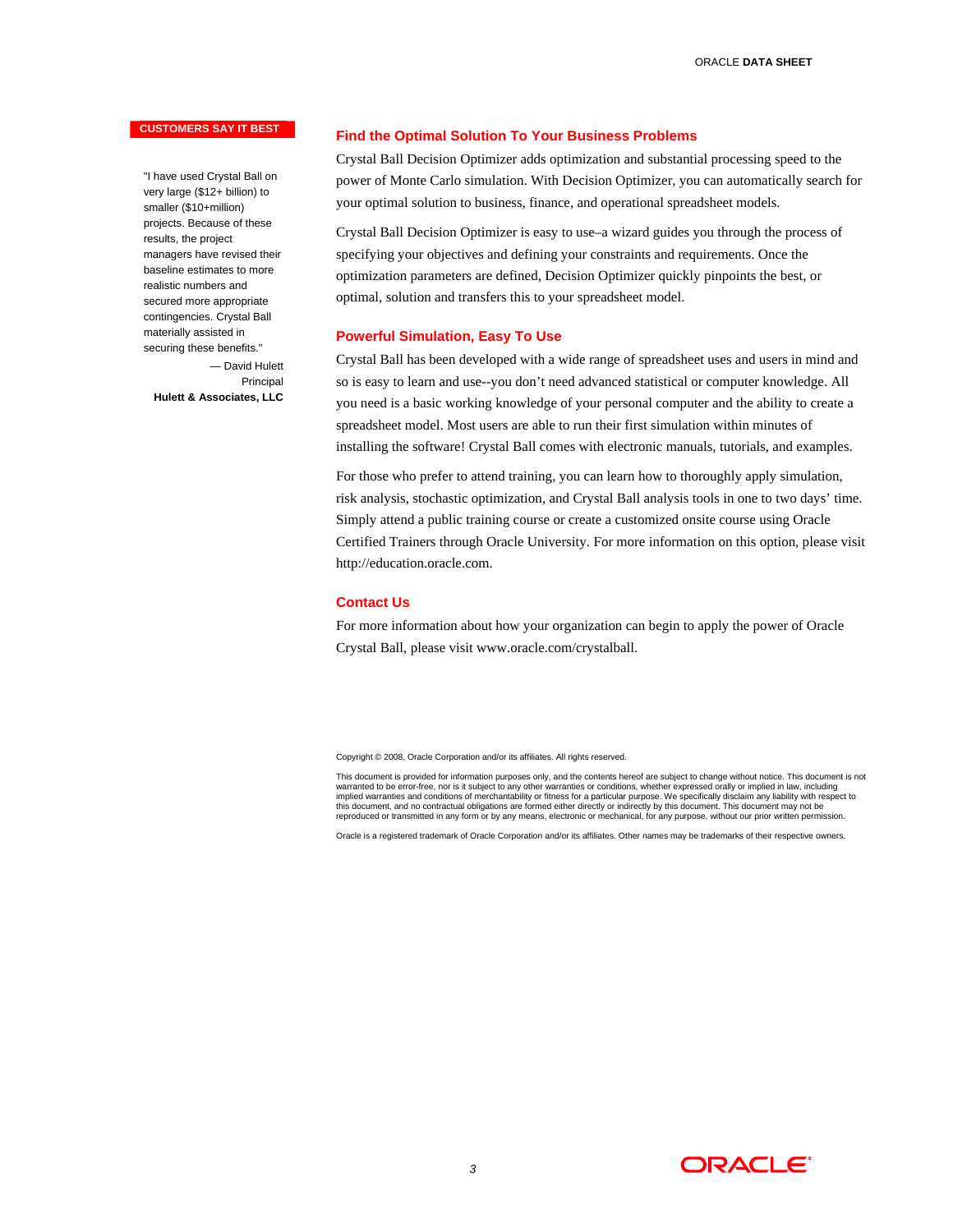**CUSTOMERS SAY IT BEST**

"I have used Crystal Ball on very large ($12+ billion) to smaller ($10+million) projects. Because of these results, the project managers have revised their baseline estimates to more realistic numbers and secured more appropriate contingencies. Crystal Ball materially assisted in securing these benefits."

— David Hulett
Principal
**Hulett & Associates, LLC**

## Find the Optimal Solution To Your Business Problems

Crystal Ball Decision Optimizer adds optimization and substantial processing speed to the power of Monte Carlo simulation. With Decision Optimizer, you can automatically search for your optimal solution to business, finance, and operational spreadsheet models.

Crystal Ball Decision Optimizer is easy to use–a wizard guides you through the process of specifying your objectives and defining your constraints and requirements. Once the optimization parameters are defined, Decision Optimizer quickly pinpoints the best, or optimal, solution and transfers this to your spreadsheet model.

## Powerful Simulation, Easy To Use

Crystal Ball has been developed with a wide range of spreadsheet uses and users in mind and so is easy to learn and use--you don't need advanced statistical or computer knowledge. All you need is a basic working knowledge of your personal computer and the ability to create a spreadsheet model. Most users are able to run their first simulation within minutes of installing the software! Crystal Ball comes with electronic manuals, tutorials, and examples.

For those who prefer to attend training, you can learn how to thoroughly apply simulation, risk analysis, stochastic optimization, and Crystal Ball analysis tools in one to two days' time. Simply attend a public training course or create a customized onsite course using Oracle Certified Trainers through Oracle University. For more information on this option, please visit http://education.oracle.com.

## Contact Us

For more information about how your organization can begin to apply the power of Oracle Crystal Ball, please visit www.oracle.com/crystalball.

Copyright © 2008, Oracle Corporation and/or its affiliates. All rights reserved.

This document is provided for information purposes only, and the contents hereof are subject to change without notice. This document is not warranted to be error-free, nor is it subject to any other warranties or conditions, whether expressed orally or implied in law, including implied warranties and conditions of merchantability or fitness for a particular purpose. We specifically disclaim any liability with respect to this document, and no contractual obligations are formed either directly or indirectly by this document. This document may not be reproduced or transmitted in any form or by any means, electronic or mechanical, for any purpose, without our prior written permission.

Oracle is a registered trademark of Oracle Corporation and/or its affiliates. Other names may be trademarks of their respective owners.